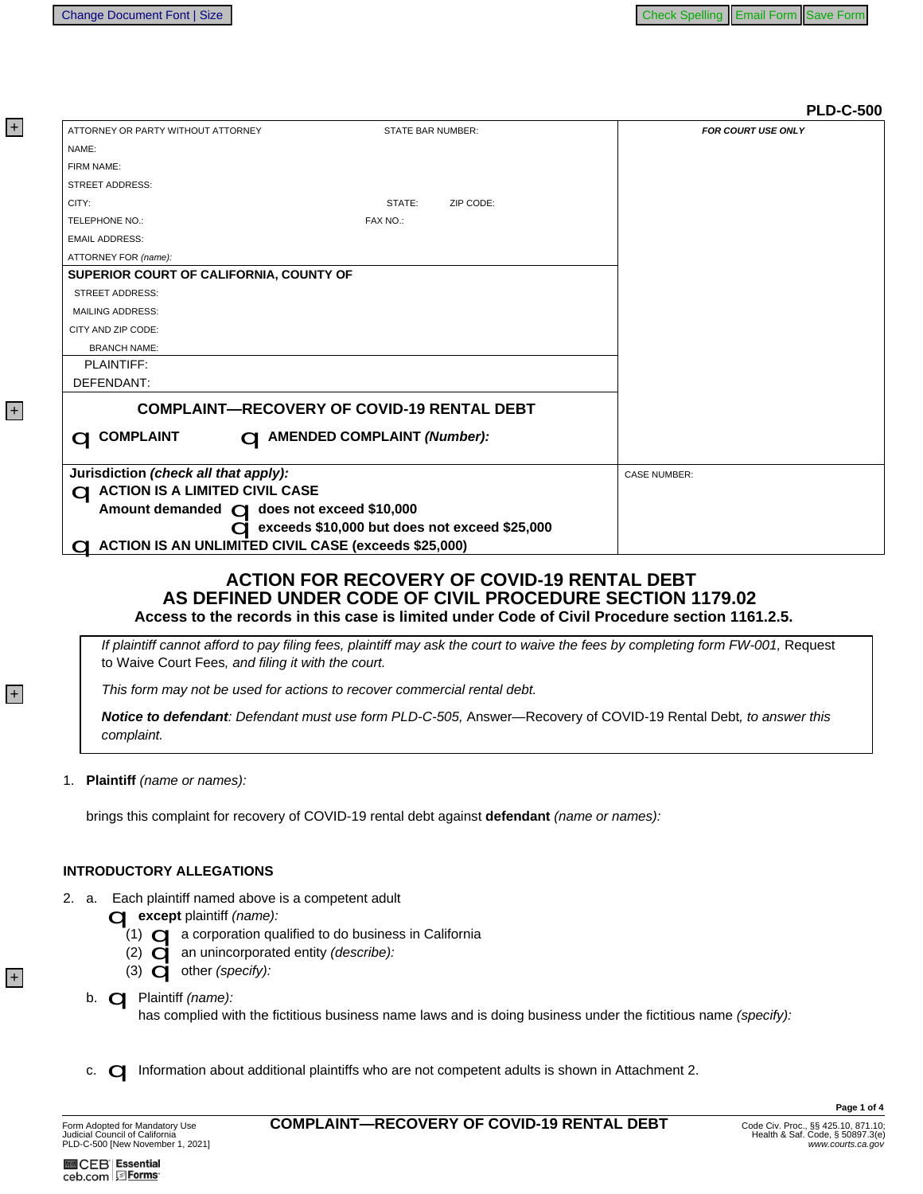PLD-C-500

| ATTORNEY OR PARTY WITHOUT ATTORNEY &nbsp;&nbsp;&nbsp; STATE BAR NUMBER: | FOR COURT USE ONLY |
|---|---|
| NAME: | |
| FIRM NAME: | |
| STREET ADDRESS: | |
| CITY: &nbsp;&nbsp;&nbsp; STATE: &nbsp;&nbsp;&nbsp; ZIP CODE: | |
| TELEPHONE NO.: &nbsp;&nbsp;&nbsp; FAX NO.: | |
| EMAIL ADDRESS: | |
| ATTORNEY FOR *(name)*: | |
| **SUPERIOR COURT OF CALIFORNIA, COUNTY OF** | |
| STREET ADDRESS: | |
| MAILING ADDRESS: | |
| CITY AND ZIP CODE: | |
| BRANCH NAME: | |
| PLAINTIFF: | |
| DEFENDANT: | |
| **COMPLAINT—RECOVERY OF COVID-19 RENTAL DEBT** | |
| ☐ **COMPLAINT** &nbsp;&nbsp;&nbsp; ☐ **AMENDED COMPLAINT** ***(Number):*** | |
| **Jurisdiction** ***(check all that apply):*** | CASE NUMBER: |
| ☐ **ACTION IS A LIMITED CIVIL CASE** | |
| **Amount demanded** ☐ **does not exceed $10,000** | |
| ☐ **exceeds $10,000 but does not exceed $25,000** | |
| ☐ **ACTION IS AN UNLIMITED CIVIL CASE (exceeds $25,000)** | |

## ACTION FOR RECOVERY OF COVID-19 RENTAL DEBT AS DEFINED UNDER CODE OF CIVIL PROCEDURE SECTION 1179.02

**Access to the records in this case is limited under Code of Civil Procedure section 1161.2.5.**

> *If plaintiff cannot afford to pay filing fees, plaintiff may ask the court to waive the fees by completing form FW-001,* Request to Waive Court Fees*, and filing it with the court.*
>
> *This form may not be used for actions to recover commercial rental debt.*
>
> ***Notice to defendant****: Defendant must use form PLD-C-505,* Answer—Recovery of COVID-19 Rental Debt*, to answer this complaint.*

1. **Plaintiff** *(name or names):*

   brings this complaint for recovery of COVID-19 rental debt against **defendant** *(name or names):*

### INTRODUCTORY ALLEGATIONS

2. a. Each plaintiff named above is a competent adult
   - ☐ **except** plaintiff *(name):*
     - (1) ☐ a corporation qualified to do business in California
     - (2) ☐ an unincorporated entity *(describe):*
     - (3) ☐ other *(specify):*

   b. ☐ Plaintiff *(name):*
   has complied with the fictitious business name laws and is doing business under the fictitious name *(specify):*

   c. ☐ Information about additional plaintiffs who are not competent adults is shown in Attachment 2.

Form Adopted for Mandatory Use
Judicial Council of California
PLD-C-500 [New November 1, 2021]

**COMPLAINT—RECOVERY OF COVID-19 RENTAL DEBT**

Code Civ. Proc., §§ 425.10, 871.10;
Health & Saf. Code, § 50897.3(e)
*www.courts.ca.gov*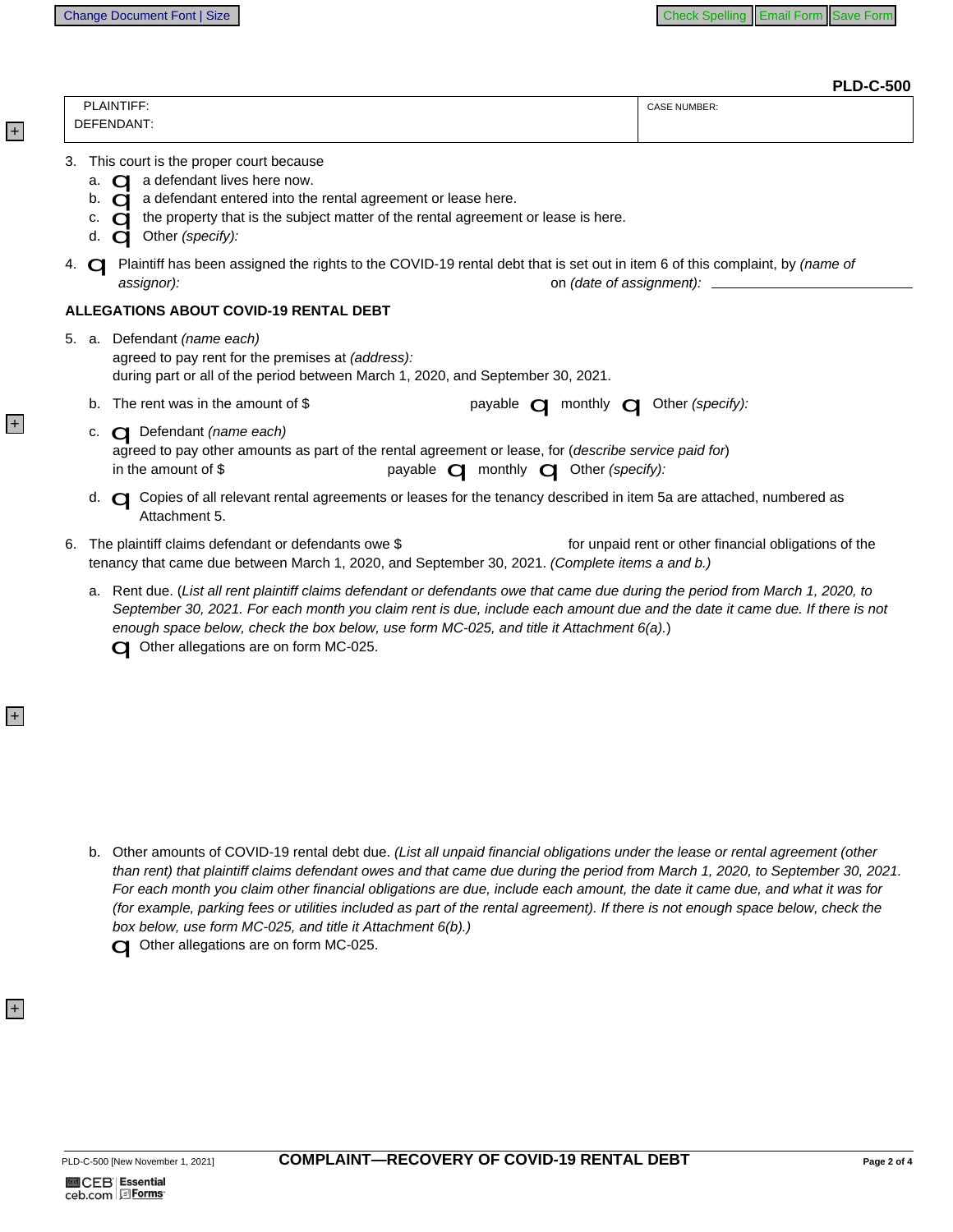PLD-C-500

| PLAINTIFF: DEFENDANT: | CASE NUMBER: |
|---|---|

3. This court is the proper court because
   a. ☐ a defendant lives here now.
   b. ☐ a defendant entered into the rental agreement or lease here.
   c. ☐ the property that is the subject matter of the rental agreement or lease is here.
   d. ☐ Other *(specify)*:

4. ☐ Plaintiff has been assigned the rights to the COVID-19 rental debt that is set out in item 6 of this complaint, by *(name of assignor)*: on *(date of assignment)*: \_\_\_\_\_\_\_\_\_\_\_\_\_\_\_\_

**ALLEGATIONS ABOUT COVID-19 RENTAL DEBT**

5. a. Defendant *(name each)*
   agreed to pay rent for the premises at *(address)*:
   during part or all of the period between March 1, 2020, and September 30, 2021.
   
   b. The rent was in the amount of $ payable ☐ monthly ☐ Other *(specify)*:
   
   c. ☐ Defendant *(name each)*
   agreed to pay other amounts as part of the rental agreement or lease, for (*describe service paid for*)
   in the amount of $ payable ☐ monthly ☐ Other *(specify)*:
   
   d. ☐ Copies of all relevant rental agreements or leases for the tenancy described in item 5a are attached, numbered as Attachment 5.

6. The plaintiff claims defendant or defendants owe $ for unpaid rent or other financial obligations of the tenancy that came due between March 1, 2020, and September 30, 2021. *(Complete items a and b.)*

   a. Rent due. (*List all rent plaintiff claims defendant or defendants owe that came due during the period from March 1, 2020, to September 30, 2021. For each month you claim rent is due, include each amount due and the date it came due. If there is not enough space below, check the box below, use form MC-025, and title it Attachment 6(a).*)
   ☐ Other allegations are on form MC-025.

   b. Other amounts of COVID-19 rental debt due. *(List all unpaid financial obligations under the lease or rental agreement (other than rent) that plaintiff claims defendant owes and that came due during the period from March 1, 2020, to September 30, 2021. For each month you claim other financial obligations are due, include each amount, the date it came due, and what it was for (for example, parking fees or utilities included as part of the rental agreement). If there is not enough space below, check the box below, use form MC-025, and title it Attachment 6(b).)*
   ☐ Other allegations are on form MC-025.

PLD-C-500 [New November 1, 2021] **COMPLAINT—RECOVERY OF COVID-19 RENTAL DEBT**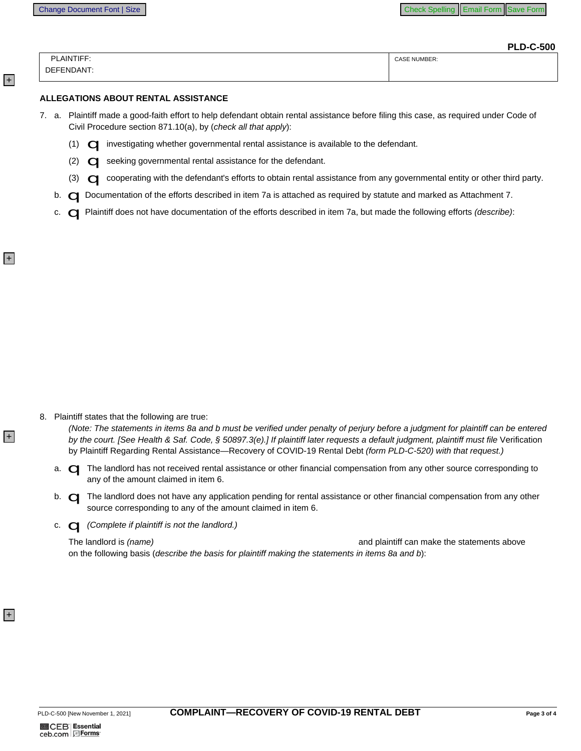**PLD-C-500**

| PLAINTIFF: DEFENDANT: | CASE NUMBER: |
|---|---|
| | |

**ALLEGATIONS ABOUT RENTAL ASSISTANCE**

7. a. Plaintiff made a good-faith effort to help defendant obtain rental assistance before filing this case, as required under Code of Civil Procedure section 871.10(a), by (*check all that apply*):

   (1) ☐ investigating whether governmental rental assistance is available to the defendant.

   (2) ☐ seeking governmental rental assistance for the defendant.

   (3) ☐ cooperating with the defendant's efforts to obtain rental assistance from any governmental entity or other third party.

   b. ☐ Documentation of the efforts described in item 7a is attached as required by statute and marked as Attachment 7.

   c. ☐ Plaintiff does not have documentation of the efforts described in item 7a, but made the following efforts *(describe)*:

8. Plaintiff states that the following are true:

   *(Note: The statements in items 8a and b must be verified under penalty of perjury before a judgment for plaintiff can be entered by the court. [See Health & Saf. Code, § 50897.3(e).] If plaintiff later requests a default judgment, plaintiff must file* Verification by Plaintiff Regarding Rental Assistance—Recovery of COVID-19 Rental Debt *(form PLD-C-520) with that request.)*

   a. ☐ The landlord has not received rental assistance or other financial compensation from any other source corresponding to any of the amount claimed in item 6.

   b. ☐ The landlord does not have any application pending for rental assistance or other financial compensation from any other source corresponding to any of the amount claimed in item 6.

   c. ☐ *(Complete if plaintiff is not the landlord.)*

   The landlord is *(name)* and plaintiff can make the statements above on the following basis (*describe the basis for plaintiff making the statements in items 8a and b*):

PLD-C-500 [New November 1, 2021] **COMPLAINT—RECOVERY OF COVID-19 RENTAL DEBT**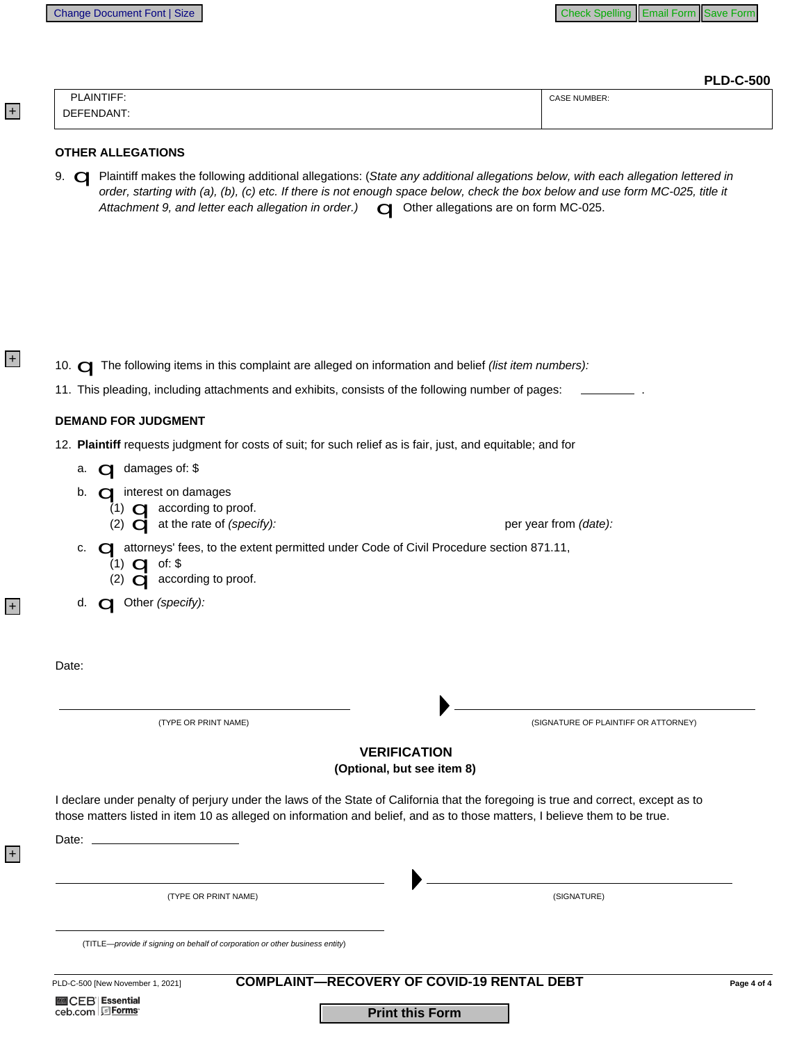PLD-C-500

| PLAINTIFF: | CASE NUMBER: |
|---|---|
| DEFENDANT: | |

**OTHER ALLEGATIONS**

9. ☐ Plaintiff makes the following additional allegations: (*State any additional allegations below, with each allegation lettered in order, starting with (a), (b), (c) etc. If there is not enough space below, check the box below and use form MC-025, title it Attachment 9, and letter each allegation in order.*) ☐ Other allegations are on form MC-025.

10. ☐ The following items in this complaint are alleged on information and belief *(list item numbers):*

11. This pleading, including attachments and exhibits, consists of the following number of pages: ________ .

**DEMAND FOR JUDGMENT**

12. **Plaintiff** requests judgment for costs of suit; for such relief as is fair, just, and equitable; and for

a. ☐ damages of: $

b. ☐ interest on damages
   (1) ☐ according to proof.
   (2) ☐ at the rate of *(specify):* per year from *(date):*

c. ☐ attorneys' fees, to the extent permitted under Code of Civil Procedure section 871.11,
   (1) ☐ of: $
   (2) ☐ according to proof.

d. ☐ Other *(specify):*

Date:

________________________________ ▶ ________________________________
(TYPE OR PRINT NAME) (SIGNATURE OF PLAINTIFF OR ATTORNEY)

**VERIFICATION**
**(Optional, but see item 8)**

I declare under penalty of perjury under the laws of the State of California that the foregoing is true and correct, except as to those matters listed in item 10 as alleged on information and belief, and as to those matters, I believe them to be true.

Date: ________________

________________________________ ▶ ________________________________
(TYPE OR PRINT NAME) (SIGNATURE)

________________________________
(TITLE—*provide if signing on behalf of corporation or other business entity*)

PLD-C-500 [New November 1, 2021] **COMPLAINT—RECOVERY OF COVID-19 RENTAL DEBT**